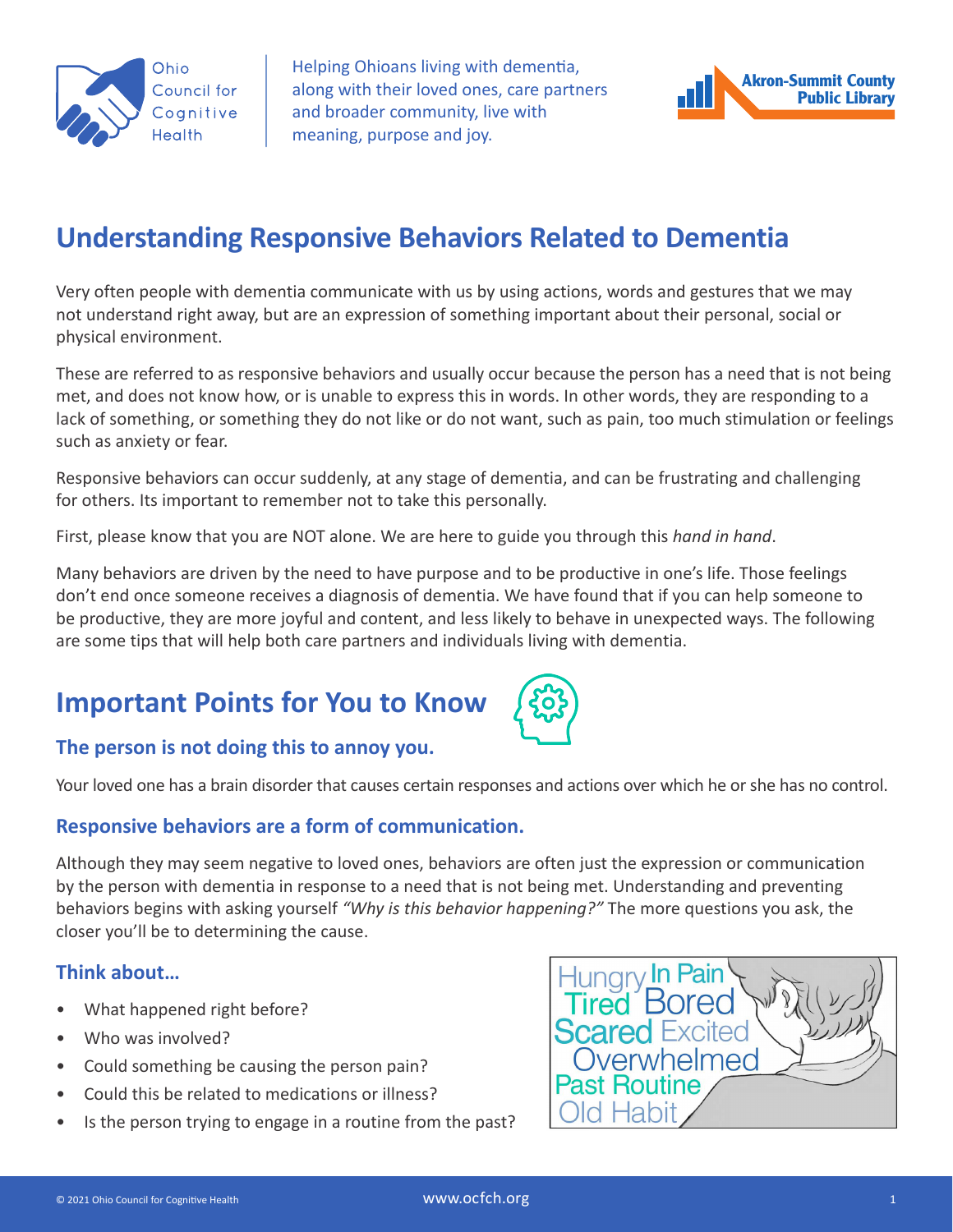Ohio Council for Cognitive Health

Helping Ohioans living with dementia, along with their loved ones, care partners and broader community, live with meaning, purpose and joy.

Akron-Summit County Public Library

# Understanding Responsive Behaviors Related to Dementia

Very often people with dementia communicate with us by using actions, words and gestures that we may not understand right away, but are an expression of something important about their personal, social or physical environment.

These are referred to as responsive behaviors and usually occur because the person has a need that is not being met, and does not know how, or is unable to express this in words. In other words, they are responding to a lack of something, or something they do not like or do not want, such as pain, too much stimulation or feelings such as anxiety or fear.

Responsive behaviors can occur suddenly, at any stage of dementia, and can be frustrating and challenging for others. Its important to remember not to take this personally.

First, please know that you are NOT alone. We are here to guide you through this *hand in hand*.

Many behaviors are driven by the need to have purpose and to be productive in one's life. Those feelings don't end once someone receives a diagnosis of dementia. We have found that if you can help someone to be productive, they are more joyful and content, and less likely to behave in unexpected ways. The following are some tips that will help both care partners and individuals living with dementia.

## Important Points for You to Know

### The person is not doing this to annoy you.

Your loved one has a brain disorder that causes certain responses and actions over which he or she has no control.

### Responsive behaviors are a form of communication.

Although they may seem negative to loved ones, behaviors are often just the expression or communication by the person with dementia in response to a need that is not being met. Understanding and preventing behaviors begins with asking yourself *"Why is this behavior happening?"* The more questions you ask, the closer you'll be to determining the cause.

### Think about…

- What happened right before?
- Who was involved?
- Could something be causing the person pain?
- Could this be related to medications or illness?
- Is the person trying to engage in a routine from the past?

Hungry In Pain Tired Bored Scared Excited Overwhelmed Past Routine Old Habit

© 2021 Ohio Council for Cognitive Health www.ocfch.org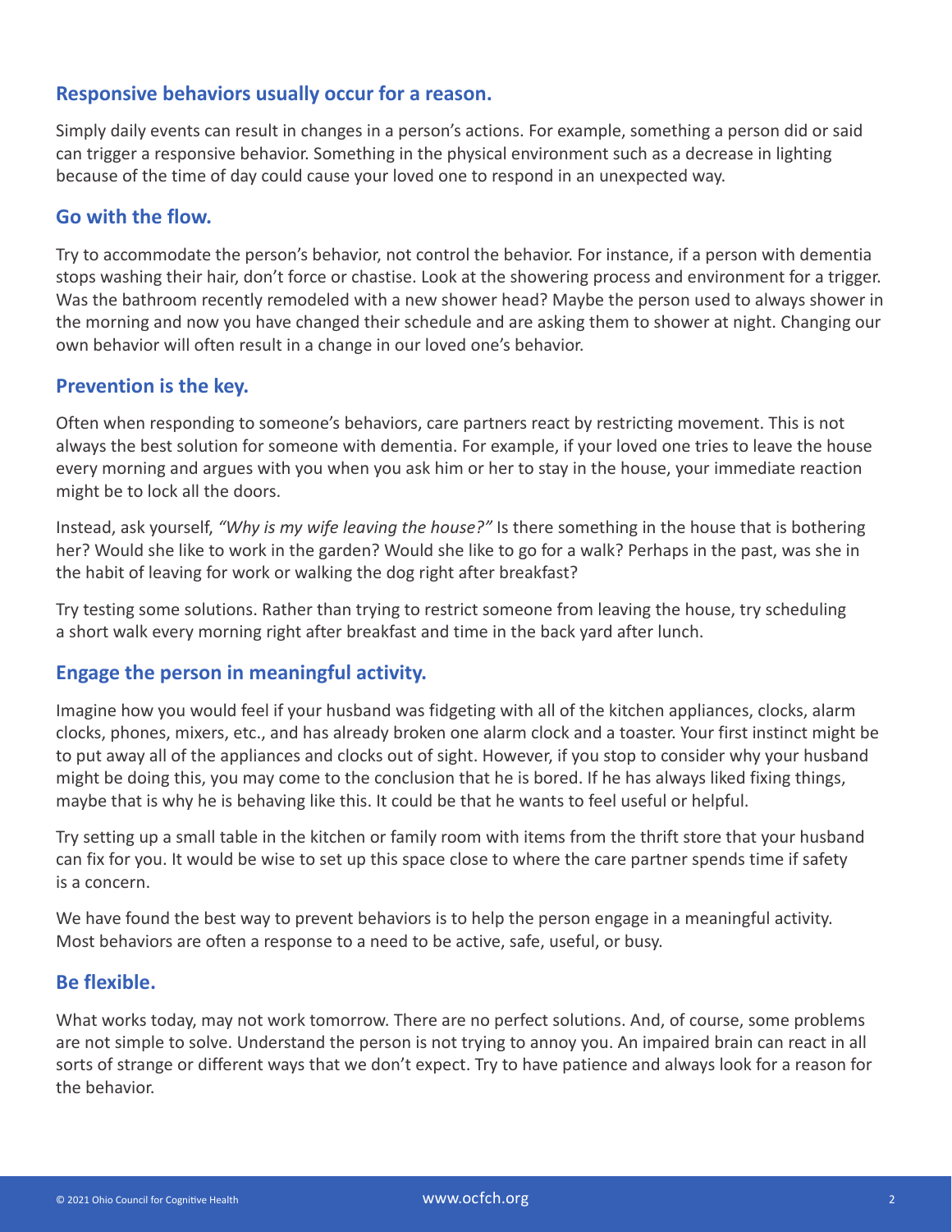## Responsive behaviors usually occur for a reason.

Simply daily events can result in changes in a person's actions. For example, something a person did or said can trigger a responsive behavior. Something in the physical environment such as a decrease in lighting because of the time of day could cause your loved one to respond in an unexpected way.

## Go with the flow.

Try to accommodate the person's behavior, not control the behavior. For instance, if a person with dementia stops washing their hair, don't force or chastise. Look at the showering process and environment for a trigger. Was the bathroom recently remodeled with a new shower head? Maybe the person used to always shower in the morning and now you have changed their schedule and are asking them to shower at night. Changing our own behavior will often result in a change in our loved one's behavior.

## Prevention is the key.

Often when responding to someone's behaviors, care partners react by restricting movement. This is not always the best solution for someone with dementia. For example, if your loved one tries to leave the house every morning and argues with you when you ask him or her to stay in the house, your immediate reaction might be to lock all the doors.

Instead, ask yourself, *"Why is my wife leaving the house?"* Is there something in the house that is bothering her? Would she like to work in the garden? Would she like to go for a walk? Perhaps in the past, was she in the habit of leaving for work or walking the dog right after breakfast?

Try testing some solutions. Rather than trying to restrict someone from leaving the house, try scheduling a short walk every morning right after breakfast and time in the back yard after lunch.

## Engage the person in meaningful activity.

Imagine how you would feel if your husband was fidgeting with all of the kitchen appliances, clocks, alarm clocks, phones, mixers, etc., and has already broken one alarm clock and a toaster. Your first instinct might be to put away all of the appliances and clocks out of sight. However, if you stop to consider why your husband might be doing this, you may come to the conclusion that he is bored. If he has always liked fixing things, maybe that is why he is behaving like this. It could be that he wants to feel useful or helpful.

Try setting up a small table in the kitchen or family room with items from the thrift store that your husband can fix for you. It would be wise to set up this space close to where the care partner spends time if safety is a concern.

We have found the best way to prevent behaviors is to help the person engage in a meaningful activity. Most behaviors are often a response to a need to be active, safe, useful, or busy.

## Be flexible.

What works today, may not work tomorrow. There are no perfect solutions. And, of course, some problems are not simple to solve. Understand the person is not trying to annoy you. An impaired brain can react in all sorts of strange or different ways that we don't expect. Try to have patience and always look for a reason for the behavior.